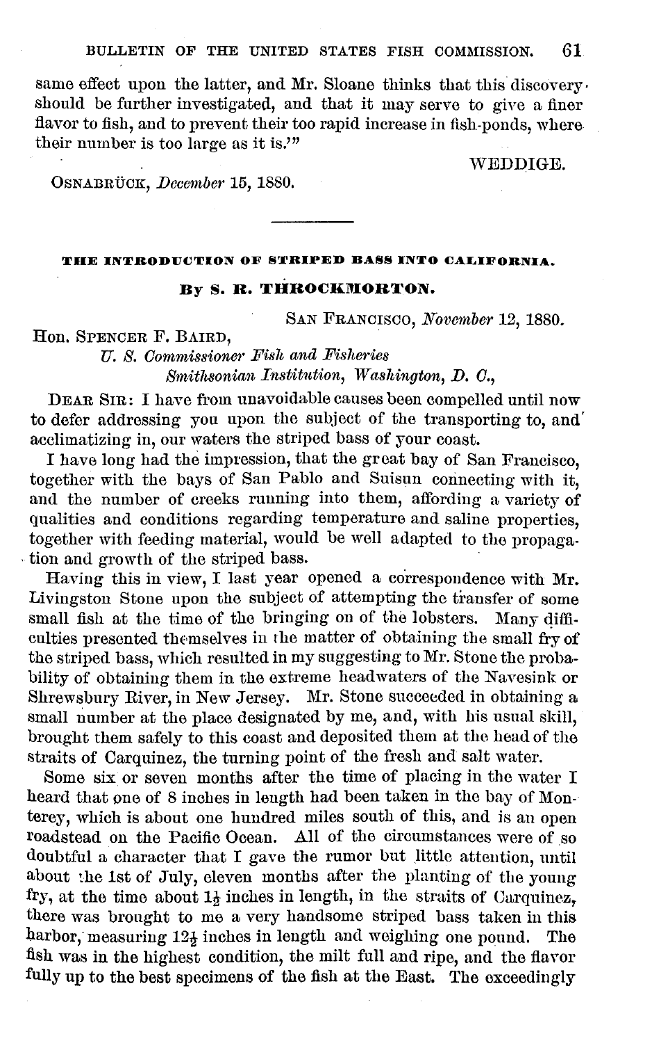same effect upon the latter, and Mr. Sloane thinks that this discovery should be further investigated, and that it may serve to give a finer flavor to fish, and to prevent their too rapid increase in fish-ponds, where their number is too large as it is.'"

WEDDIGE.

OSNABRÜCK, *December* 15, 1880.

---

## THE INTRODUCTION OF STRIPED BASS INTO CALIFORNIA.

### By S. R. THROCKMORTON.

SAN FRANCISCO, *November* 12, 1880.

Hon. SPENCER F. BAIRD,
*U. S. Commissioner Fish and Fisheries*
*Smithsonian Institution, Washington, D. C.*,

DEAR SIR: I have from unavoidable causes been compelled until now to defer addressing you upon the subject of the transporting to, and acclimatizing in, our waters the striped bass of your coast.

I have long had the impression, that the great bay of San Francisco, together with the bays of San Pablo and Suisun connecting with it, and the number of creeks running into them, affording a variety of qualities and conditions regarding temperature and saline properties, together with feeding material, would be well adapted to the propagation and growth of the striped bass.

Having this in view, I last year opened a correspondence with Mr. Livingston Stone upon the subject of attempting the transfer of some small fish at the time of the bringing on of the lobsters. Many difficulties presented themselves in the matter of obtaining the small fry of the striped bass, which resulted in my suggesting to Mr. Stone the probability of obtaining them in the extreme headwaters of the Navesink or Shrewsbury River, in New Jersey. Mr. Stone succeeded in obtaining a small number at the place designated by me, and, with his usual skill, brought them safely to this coast and deposited them at the head of the straits of Carquinez, the turning point of the fresh and salt water.

Some six or seven months after the time of placing in the water I heard that one of 8 inches in length had been taken in the bay of Monterey, which is about one hundred miles south of this, and is an open roadstead on the Pacific Ocean. All of the circumstances were of so doubtful a character that I gave the rumor but little attention, until about the 1st of July, eleven months after the planting of the young fry, at the time about 1½ inches in length, in the straits of Carquinez, there was brought to me a very handsome striped bass taken in this harbor, measuring 12½ inches in length and weighing one pound. The fish was in the highest condition, the milt full and ripe, and the flavor fully up to the best specimens of the fish at the East. The exceedingly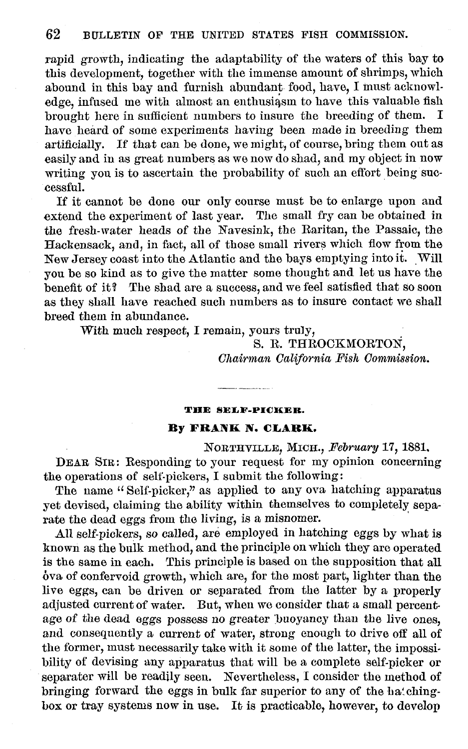rapid growth, indicating the adaptability of the waters of this bay to this development, together with the immense amount of shrimps, which abound in this bay and furnish abundant food, have, I must acknowledge, infused me with almost an enthusiasm to have this valuable fish brought here in sufficient numbers to insure the breeding of them. I have heard of some experiments having been made in breeding them artificially. If that can be done, we might, of course, bring them out as easily and in as great numbers as we now do shad, and my object in now writing you is to ascertain the probability of such an effort being successful.

If it cannot be done our only course must be to enlarge upon and extend the experiment of last year. The small fry can be obtained in the fresh-water heads of the Navesink, the Raritan, the Passaic, the Hackensack, and, in fact, all of those small rivers which flow from the New Jersey coast into the Atlantic and the bays emptying into it. Will you be so kind as to give the matter some thought and let us have the benefit of it? The shad are a success, and we feel satisfied that so soon as they shall have reached such numbers as to insure contact we shall breed them in abundance.

With much respect, I remain, yours truly,

S. R. THROCKMORTON,
*Chairman California Fish Commission.*

---

## THE SELF-PICKER.

### By FRANK N. CLARK.

NORTHVILLE, MICH., *February* 17, 1881.

DEAR SIR: Responding to your request for my opinion concerning the operations of self-pickers, I submit the following:

The name "Self-picker," as applied to any ova hatching apparatus yet devised, claiming the ability within themselves to completely separate the dead eggs from the living, is a misnomer.

All self-pickers, so called, are employed in hatching eggs by what is known as the bulk method, and the principle on which they are operated is the same in each. This principle is based on the supposition that all ova of confervoid growth, which are, for the most part, lighter than the live eggs, can be driven or separated from the latter by a properly adjusted current of water. But, when we consider that a small percentage of the dead eggs possess no greater buoyancy than the live ones, and consequently a current of water, strong enough to drive off all of the former, must necessarily take with it some of the latter, the impossibility of devising any apparatus that will be a complete self-picker or separater will be readily seen. Nevertheless, I consider the method of bringing forward the eggs in bulk far superior to any of the hatching-box or tray systems now in use. It is practicable, however, to develop